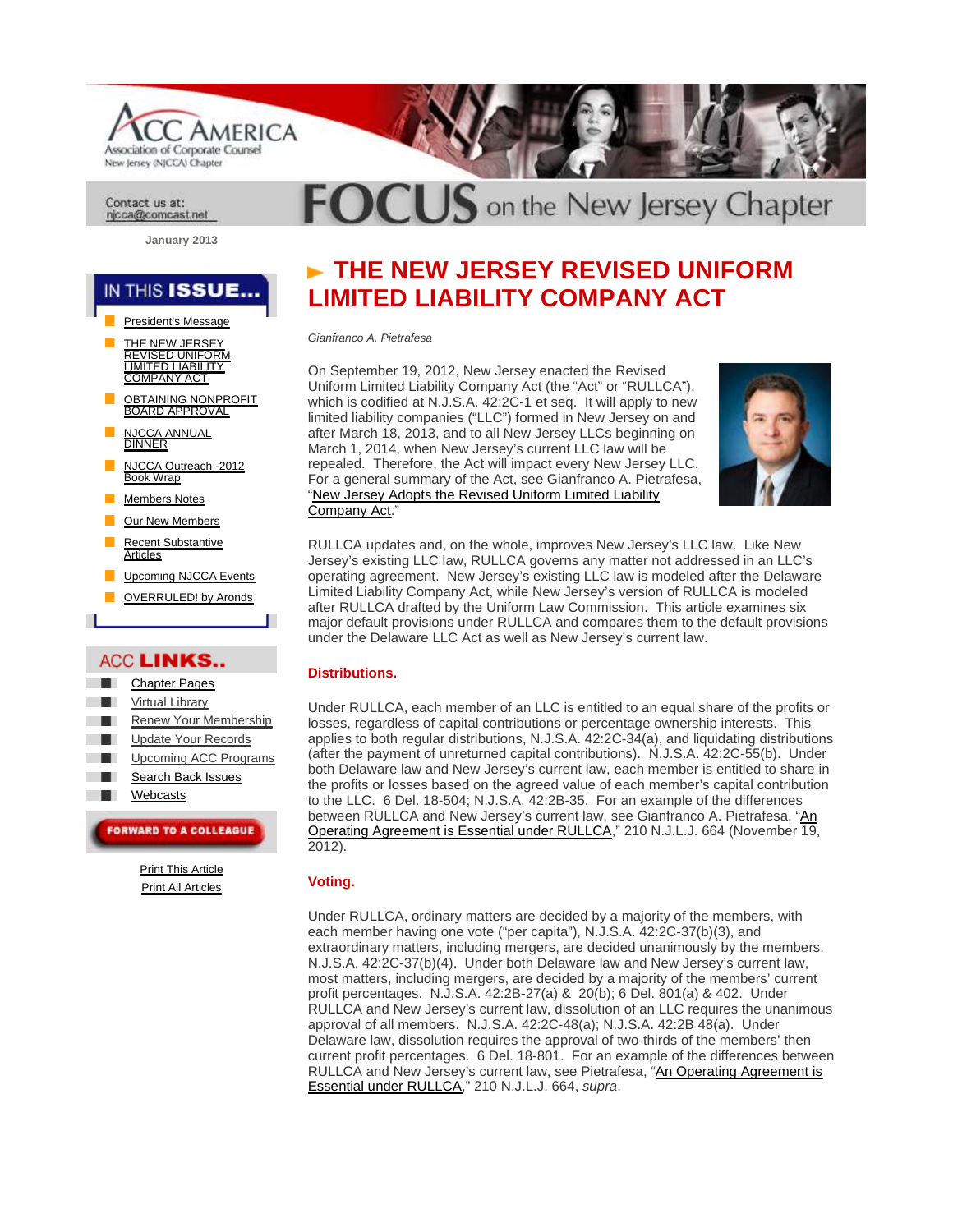Contact us at: njcca@comcast.net

January 2013

# FOCUS on the New Jersey Chapter

IN THIS ISSUE...

- President's Message
- THE NEW JERSEY REVISED UNIFORM LIMITED LIABILITY COMPANY ACT
- OBTAINING NONPROFIT BOARD APPROVAL
- NJCCA ANNUAL DINNER
- NJCCA Outreach -2012 Book Wrap
- Members Notes
- Our New Members
- Recent Substantive Articles
- Upcoming NJCCA Events
- OVERRULED! by Aronds

ACC LINKS..

- Chapter Pages
- Virtual Library
- Renew Your Membership
- Update Your Records
- Upcoming ACC Programs
- Search Back Issues
- Webcasts

FORWARD TO A COLLEAGUE

Print This Article
Print All Articles

## THE NEW JERSEY REVISED UNIFORM LIMITED LIABILITY COMPANY ACT

*Gianfranco A. Pietrafesa*

On September 19, 2012, New Jersey enacted the Revised Uniform Limited Liability Company Act (the "Act" or "RULLCA"), which is codified at N.J.S.A. 42:2C-1 et seq. It will apply to new limited liability companies ("LLC") formed in New Jersey on and after March 18, 2013, and to all New Jersey LLCs beginning on March 1, 2014, when New Jersey's current LLC law will be repealed. Therefore, the Act will impact every New Jersey LLC. For a general summary of the Act, see Gianfranco A. Pietrafesa, "New Jersey Adopts the Revised Uniform Limited Liability Company Act."

RULLCA updates and, on the whole, improves New Jersey's LLC law. Like New Jersey's existing LLC law, RULLCA governs any matter not addressed in an LLC's operating agreement. New Jersey's existing LLC law is modeled after the Delaware Limited Liability Company Act, while New Jersey's version of RULLCA is modeled after RULLCA drafted by the Uniform Law Commission. This article examines six major default provisions under RULLCA and compares them to the default provisions under the Delaware LLC Act as well as New Jersey's current law.

### Distributions.

Under RULLCA, each member of an LLC is entitled to an equal share of the profits or losses, regardless of capital contributions or percentage ownership interests. This applies to both regular distributions, N.J.S.A. 42:2C-34(a), and liquidating distributions (after the payment of unreturned capital contributions). N.J.S.A. 42:2C-55(b). Under both Delaware law and New Jersey's current law, each member is entitled to share in the profits or losses based on the agreed value of each member's capital contribution to the LLC. 6 Del. 18-504; N.J.S.A. 42:2B-35. For an example of the differences between RULLCA and New Jersey's current law, see Gianfranco A. Pietrafesa, "An Operating Agreement is Essential under RULLCA," 210 N.J.L.J. 664 (November 19, 2012).

### Voting.

Under RULLCA, ordinary matters are decided by a majority of the members, with each member having one vote ("per capita"), N.J.S.A. 42:2C-37(b)(3), and extraordinary matters, including mergers, are decided unanimously by the members. N.J.S.A. 42:2C-37(b)(4). Under both Delaware law and New Jersey's current law, most matters, including mergers, are decided by a majority of the members' current profit percentages. N.J.S.A. 42:2B-27(a) & 20(b); 6 Del. 801(a) & 402. Under RULLCA and New Jersey's current law, dissolution of an LLC requires the unanimous approval of all members. N.J.S.A. 42:2C-48(a); N.J.S.A. 42:2B 48(a). Under Delaware law, dissolution requires the approval of two-thirds of the members' then current profit percentages. 6 Del. 18-801. For an example of the differences between RULLCA and New Jersey's current law, see Pietrafesa, "An Operating Agreement is Essential under RULLCA," 210 N.J.L.J. 664, *supra*.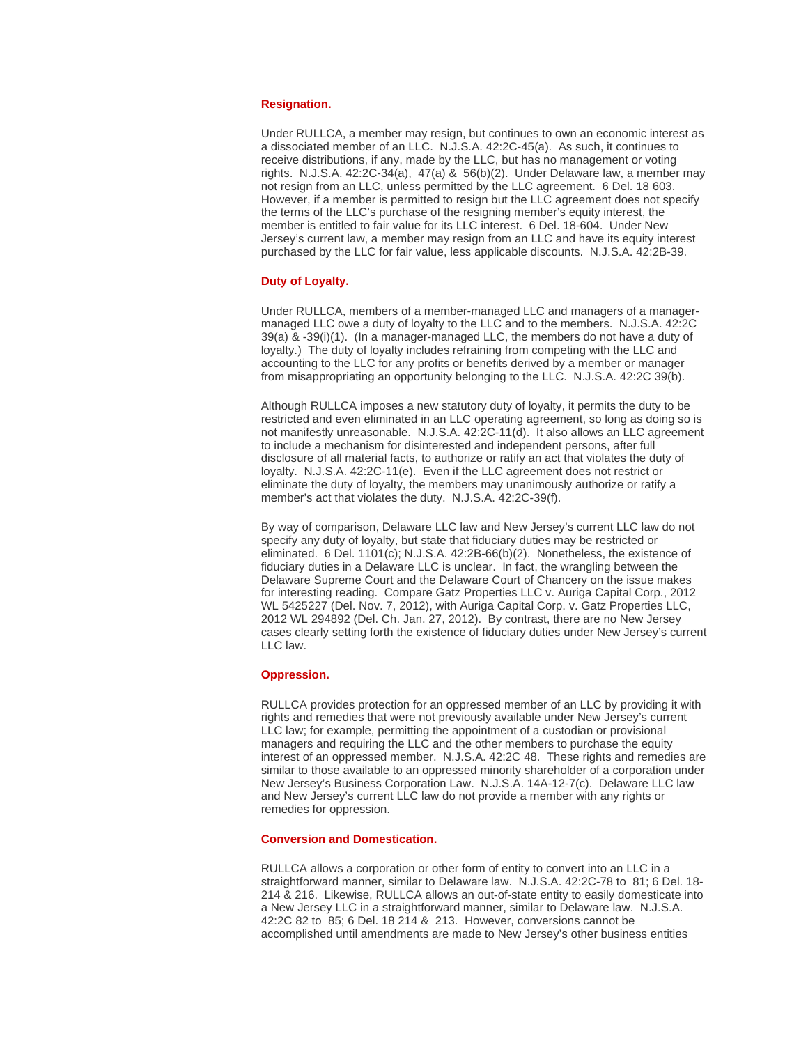### Resignation.

Under RULLCA, a member may resign, but continues to own an economic interest as a dissociated member of an LLC. N.J.S.A. 42:2C-45(a). As such, it continues to receive distributions, if any, made by the LLC, but has no management or voting rights. N.J.S.A. 42:2C-34(a), 47(a) & 56(b)(2). Under Delaware law, a member may not resign from an LLC, unless permitted by the LLC agreement. 6 Del. 18 603. However, if a member is permitted to resign but the LLC agreement does not specify the terms of the LLC's purchase of the resigning member's equity interest, the member is entitled to fair value for its LLC interest. 6 Del. 18-604. Under New Jersey's current law, a member may resign from an LLC and have its equity interest purchased by the LLC for fair value, less applicable discounts. N.J.S.A. 42:2B-39.

### Duty of Loyalty.

Under RULLCA, members of a member-managed LLC and managers of a manager-managed LLC owe a duty of loyalty to the LLC and to the members. N.J.S.A. 42:2C 39(a) & -39(i)(1). (In a manager-managed LLC, the members do not have a duty of loyalty.) The duty of loyalty includes refraining from competing with the LLC and accounting to the LLC for any profits or benefits derived by a member or manager from misappropriating an opportunity belonging to the LLC. N.J.S.A. 42:2C 39(b).

Although RULLCA imposes a new statutory duty of loyalty, it permits the duty to be restricted and even eliminated in an LLC operating agreement, so long as doing so is not manifestly unreasonable. N.J.S.A. 42:2C-11(d). It also allows an LLC agreement to include a mechanism for disinterested and independent persons, after full disclosure of all material facts, to authorize or ratify an act that violates the duty of loyalty. N.J.S.A. 42:2C-11(e). Even if the LLC agreement does not restrict or eliminate the duty of loyalty, the members may unanimously authorize or ratify a member's act that violates the duty. N.J.S.A. 42:2C-39(f).

By way of comparison, Delaware LLC law and New Jersey's current LLC law do not specify any duty of loyalty, but state that fiduciary duties may be restricted or eliminated. 6 Del. 1101(c); N.J.S.A. 42:2B-66(b)(2). Nonetheless, the existence of fiduciary duties in a Delaware LLC is unclear. In fact, the wrangling between the Delaware Supreme Court and the Delaware Court of Chancery on the issue makes for interesting reading. Compare Gatz Properties LLC v. Auriga Capital Corp., 2012 WL 5425227 (Del. Nov. 7, 2012), with Auriga Capital Corp. v. Gatz Properties LLC, 2012 WL 294892 (Del. Ch. Jan. 27, 2012). By contrast, there are no New Jersey cases clearly setting forth the existence of fiduciary duties under New Jersey's current LLC law.

### Oppression.

RULLCA provides protection for an oppressed member of an LLC by providing it with rights and remedies that were not previously available under New Jersey's current LLC law; for example, permitting the appointment of a custodian or provisional managers and requiring the LLC and the other members to purchase the equity interest of an oppressed member. N.J.S.A. 42:2C 48. These rights and remedies are similar to those available to an oppressed minority shareholder of a corporation under New Jersey's Business Corporation Law. N.J.S.A. 14A-12-7(c). Delaware LLC law and New Jersey's current LLC law do not provide a member with any rights or remedies for oppression.

### Conversion and Domestication.

RULLCA allows a corporation or other form of entity to convert into an LLC in a straightforward manner, similar to Delaware law. N.J.S.A. 42:2C-78 to 81; 6 Del. 18-214 & 216. Likewise, RULLCA allows an out-of-state entity to easily domesticate into a New Jersey LLC in a straightforward manner, similar to Delaware law. N.J.S.A. 42:2C 82 to 85; 6 Del. 18 214 & 213. However, conversions cannot be accomplished until amendments are made to New Jersey's other business entities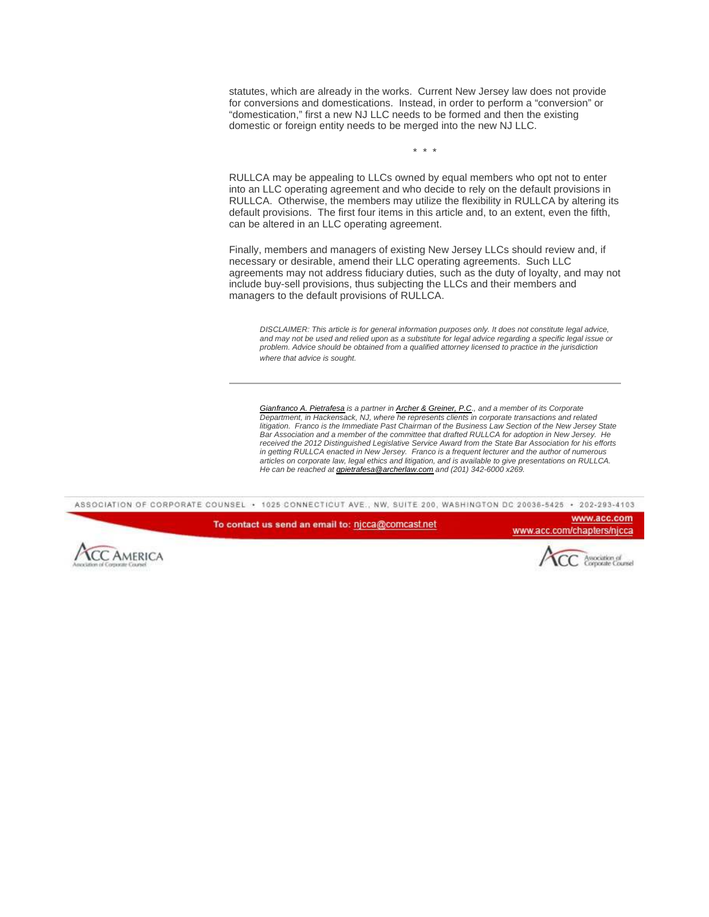statutes, which are already in the works. Current New Jersey law does not provide for conversions and domestications. Instead, in order to perform a "conversion" or "domestication," first a new NJ LLC needs to be formed and then the existing domestic or foreign entity needs to be merged into the new NJ LLC.

\* \* \*

RULLCA may be appealing to LLCs owned by equal members who opt not to enter into an LLC operating agreement and who decide to rely on the default provisions in RULLCA. Otherwise, the members may utilize the flexibility in RULLCA by altering its default provisions. The first four items in this article and, to an extent, even the fifth, can be altered in an LLC operating agreement.

Finally, members and managers of existing New Jersey LLCs should review and, if necessary or desirable, amend their LLC operating agreements. Such LLC agreements may not address fiduciary duties, such as the duty of loyalty, and may not include buy-sell provisions, thus subjecting the LLCs and their members and managers to the default provisions of RULLCA.

*DISCLAIMER: This article is for general information purposes only. It does not constitute legal advice, and may not be used and relied upon as a substitute for legal advice regarding a specific legal issue or problem. Advice should be obtained from a qualified attorney licensed to practice in the jurisdiction where that advice is sought.*

---

*Gianfranco A. Pietrafesa is a partner in Archer & Greiner, P.C., and a member of its Corporate Department, in Hackensack, NJ, where he represents clients in corporate transactions and related litigation. Franco is the Immediate Past Chairman of the Business Law Section of the New Jersey State Bar Association and a member of the committee that drafted RULLCA for adoption in New Jersey. He received the 2012 Distinguished Legislative Service Award from the State Bar Association for his efforts in getting RULLCA enacted in New Jersey. Franco is a frequent lecturer and the author of numerous articles on corporate law, legal ethics and litigation, and is available to give presentations on RULLCA. He can be reached at gpietrafesa@archerlaw.com and (201) 342-6000 x269.*

ASSOCIATION OF CORPORATE COUNSEL • 1025 CONNECTICUT AVE., NW, SUITE 200, WASHINGTON DC 20036-5425 • 202-293-4103

To contact us send an email to: njcca@comcast.net

www.acc.com
www.acc.com/chapters/njcca